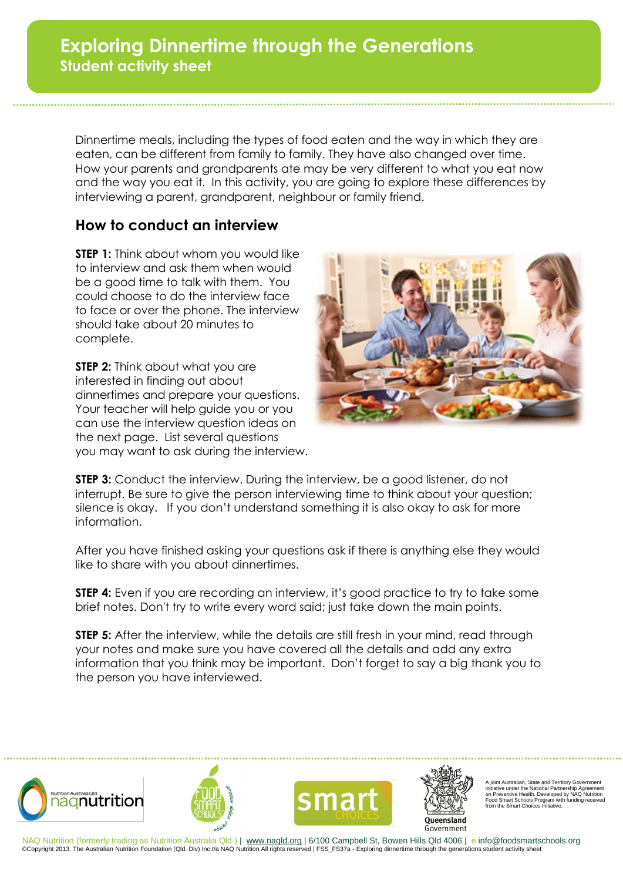# Exploring Dinnertime through the Generations

## Student activity sheet

Dinnertime meals, including the types of food eaten and the way in which they are eaten, can be different from family to family. They have also changed over time. How your parents and grandparents ate may be very different to what you eat now and the way you eat it. In this activity, you are going to explore these differences by interviewing a parent, grandparent, neighbour or family friend.

## How to conduct an interview

**STEP 1:** Think about whom you would like to interview and ask them when would be a good time to talk with them. You could choose to do the interview face to face or over the phone. The interview should take about 20 minutes to complete.

**STEP 2:** Think about what you are interested in finding out about dinnertimes and prepare your questions. Your teacher will help guide you or you can use the interview question ideas on the next page. List several questions you may want to ask during the interview.

**STEP 3:** Conduct the interview. During the interview, be a good listener, do not interrupt. Be sure to give the person interviewing time to think about your question; silence is okay. If you don't understand something it is also okay to ask for more information.

After you have finished asking your questions ask if there is anything else they would like to share with you about dinnertimes.

**STEP 4:** Even if you are recording an interview, it's good practice to try to take some brief notes. Don't try to write every word said; just take down the main points.

**STEP 5:** After the interview, while the details are still fresh in your mind, read through your notes and make sure you have covered all the details and add any extra information that you think may be important. Don't forget to say a big thank you to the person you have interviewed.

A joint Australian, State and Territory Government initiative under the National Partnership Agreement on Preventive Health. Developed by NAQ Nutrition Food Smart Schools Program with funding received from the Smart Choices Initiative.

NAQ Nutrition (formerly trading as Nutrition Australia Qld ) | www.naqld.org | 6/100 Campbell St, Bowen Hills Qld 4006 | e info@foodsmartschools.org
©Copyright 2013. The Australian Nutrition Foundation (Qld. Div) Inc t/a NAQ Nutrition All rights reserved | FSS_FS37a - Exploring dinnertime through the generations student activity sheet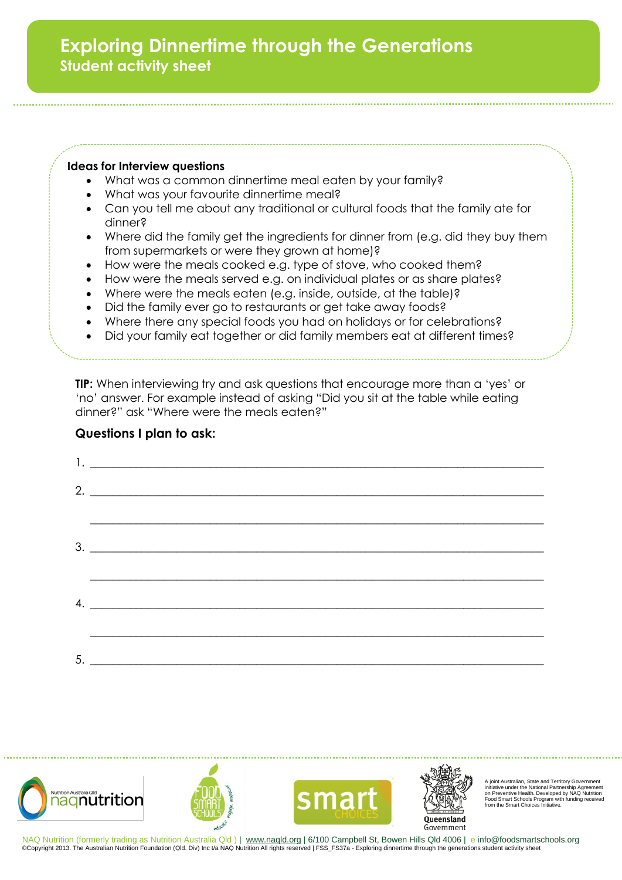# Exploring Dinnertime through the Generations

## Student activity sheet

**Ideas for Interview questions**

- What was a common dinnertime meal eaten by your family?
- What was your favourite dinnertime meal?
- Can you tell me about any traditional or cultural foods that the family ate for dinner?
- Where did the family get the ingredients for dinner from (e.g. did they buy them from supermarkets or were they grown at home)?
- How were the meals cooked e.g. type of stove, who cooked them?
- How were the meals served e.g. on individual plates or as share plates?
- Where were the meals eaten (e.g. inside, outside, at the table)?
- Did the family ever go to restaurants or get take away foods?
- Where there any special foods you had on holidays or for celebrations?
- Did your family eat together or did family members eat at different times?

**TIP:** When interviewing try and ask questions that encourage more than a 'yes' or 'no' answer. For example instead of asking "Did you sit at the table while eating dinner?" ask "Where were the meals eaten?"

### Questions I plan to ask:

1. ______________________________________________________________________

2. ______________________________________________________________________

   ______________________________________________________________________

3. ______________________________________________________________________

   ______________________________________________________________________

4. ______________________________________________________________________

   ______________________________________________________________________

5. ______________________________________________________________________

A joint Australian, State and Territory Government initiative under the National Partnership Agreement on Preventive Health. Developed by NAQ Nutrition Food Smart Schools Program with funding received from the Smart Choices Initiative.

NAQ Nutrition (formerly trading as Nutrition Australia Qld ) | www.naqld.org | 6/100 Campbell St, Bowen Hills Qld 4006 | e info@foodsmartschools.org
©Copyright 2013. The Australian Nutrition Foundation (Qld. Div) Inc t/a NAQ Nutrition All rights reserved | FSS_FS37a - Exploring dinnertime through the generations student activity sheet